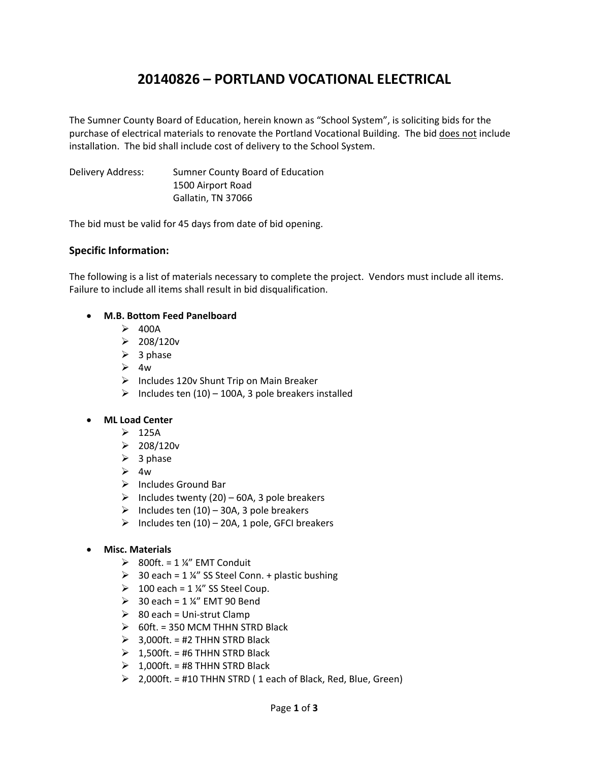# 20140826 – PORTLAND VOCATIONAL ELECTRICAL

The Sumner County Board of Education, herein known as "School System", is soliciting bids for the purchase of electrical materials to renovate the Portland Vocational Building. The bid does not include installation. The bid shall include cost of delivery to the School System.

Delivery Address: Sumner County Board of Education
1500 Airport Road
Gallatin, TN 37066

The bid must be valid for 45 days from date of bid opening.

### Specific Information:

The following is a list of materials necessary to complete the project. Vendors must include all items. Failure to include all items shall result in bid disqualification.

- **M.B. Bottom Feed Panelboard**
  - 400A
  - 208/120v
  - 3 phase
  - 4w
  - Includes 120v Shunt Trip on Main Breaker
  - Includes ten (10) – 100A, 3 pole breakers installed

- **ML Load Center**
  - 125A
  - 208/120v
  - 3 phase
  - 4w
  - Includes Ground Bar
  - Includes twenty (20) – 60A, 3 pole breakers
  - Includes ten (10) – 30A, 3 pole breakers
  - Includes ten (10) – 20A, 1 pole, GFCI breakers

- **Misc. Materials**
  - 800ft. = 1 ¼" EMT Conduit
  - 30 each = 1 ¼" SS Steel Conn. + plastic bushing
  - 100 each = 1 ¼" SS Steel Coup.
  - 30 each = 1 ¼" EMT 90 Bend
  - 80 each = Uni-strut Clamp
  - 60ft. = 350 MCM THHN STRD Black
  - 3,000ft. = #2 THHN STRD Black
  - 1,500ft. = #6 THHN STRD Black
  - 1,000ft. = #8 THHN STRD Black
  - 2,000ft. = #10 THHN STRD ( 1 each of Black, Red, Blue, Green)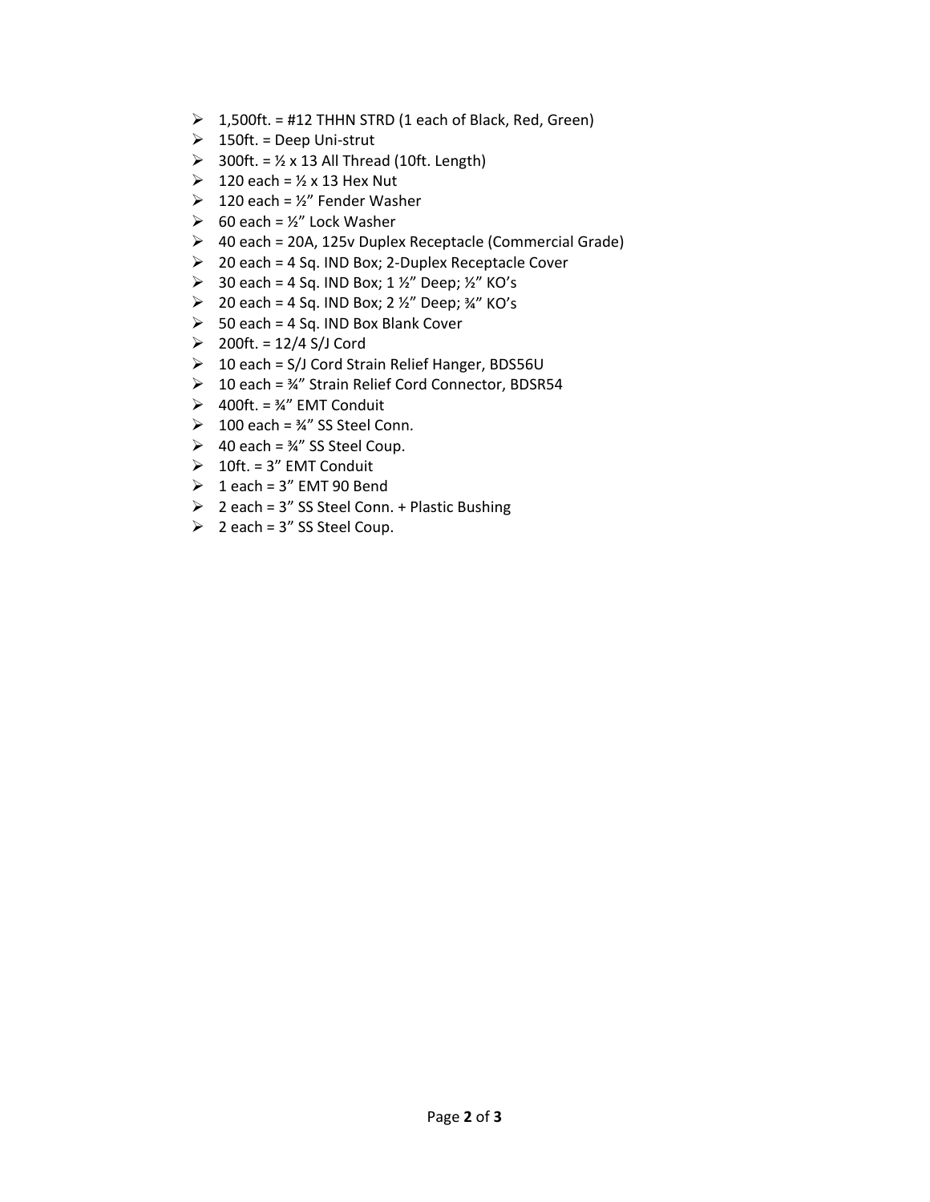- 1,500ft. = #12 THHN STRD (1 each of Black, Red, Green)
- 150ft. = Deep Uni-strut
- 300ft. = ½ x 13 All Thread (10ft. Length)
- 120 each = ½ x 13 Hex Nut
- 120 each = ½" Fender Washer
- 60 each = ½" Lock Washer
- 40 each = 20A, 125v Duplex Receptacle (Commercial Grade)
- 20 each = 4 Sq. IND Box; 2-Duplex Receptacle Cover
- 30 each = 4 Sq. IND Box; 1 ½" Deep; ½" KO's
- 20 each = 4 Sq. IND Box; 2 ½" Deep; ¾" KO's
- 50 each = 4 Sq. IND Box Blank Cover
- 200ft. = 12/4 S/J Cord
- 10 each = S/J Cord Strain Relief Hanger, BDS56U
- 10 each = ¾" Strain Relief Cord Connector, BDSR54
- 400ft. = ¾" EMT Conduit
- 100 each = ¾" SS Steel Conn.
- 40 each = ¾" SS Steel Coup.
- 10ft. = 3" EMT Conduit
- 1 each = 3" EMT 90 Bend
- 2 each = 3" SS Steel Conn. + Plastic Bushing
- 2 each = 3" SS Steel Coup.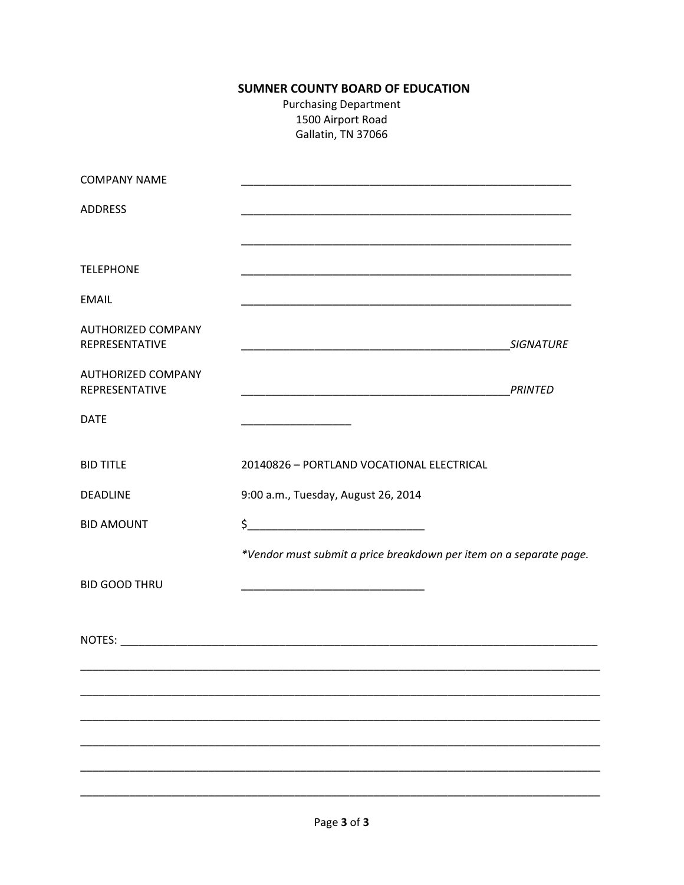**SUMNER COUNTY BOARD OF EDUCATION**

Purchasing Department
1500 Airport Road
Gallatin, TN 37066

COMPANY NAME ________________________________________________________

ADDRESS ________________________________________________________

________________________________________________________

TELEPHONE ________________________________________________________

EMAIL ________________________________________________________

AUTHORIZED COMPANY REPRESENTATIVE _____________________________________________ *SIGNATURE*

AUTHORIZED COMPANY REPRESENTATIVE _____________________________________________ *PRINTED*

DATE __________________

BID TITLE 20140826 – PORTLAND VOCATIONAL ELECTRICAL

DEADLINE 9:00 a.m., Tuesday, August 26, 2014

BID AMOUNT $_____________________________

*\*Vendor must submit a price breakdown per item on a separate page.*

BID GOOD THRU ______________________________

NOTES: _______________________________________________________________________________

_____________________________________________________________________________________

_____________________________________________________________________________________

_____________________________________________________________________________________

_____________________________________________________________________________________

_____________________________________________________________________________________

_____________________________________________________________________________________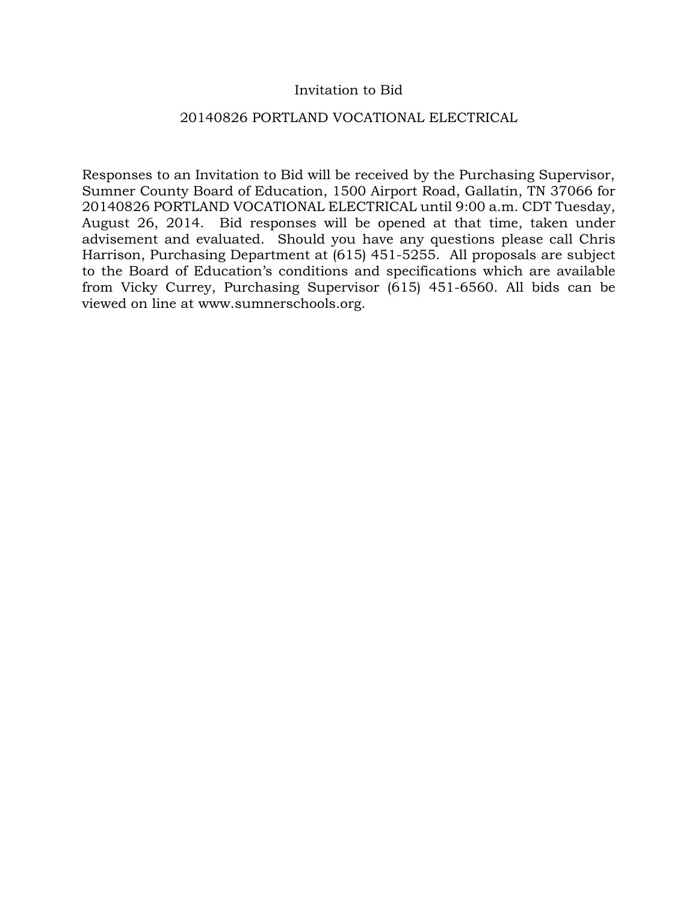# Invitation to Bid

## 20140826 PORTLAND VOCATIONAL ELECTRICAL

Responses to an Invitation to Bid will be received by the Purchasing Supervisor, Sumner County Board of Education, 1500 Airport Road, Gallatin, TN 37066 for 20140826 PORTLAND VOCATIONAL ELECTRICAL until 9:00 a.m. CDT Tuesday, August 26, 2014. Bid responses will be opened at that time, taken under advisement and evaluated. Should you have any questions please call Chris Harrison, Purchasing Department at (615) 451-5255. All proposals are subject to the Board of Education's conditions and specifications which are available from Vicky Currey, Purchasing Supervisor (615) 451-6560. All bids can be viewed on line at www.sumnerschools.org.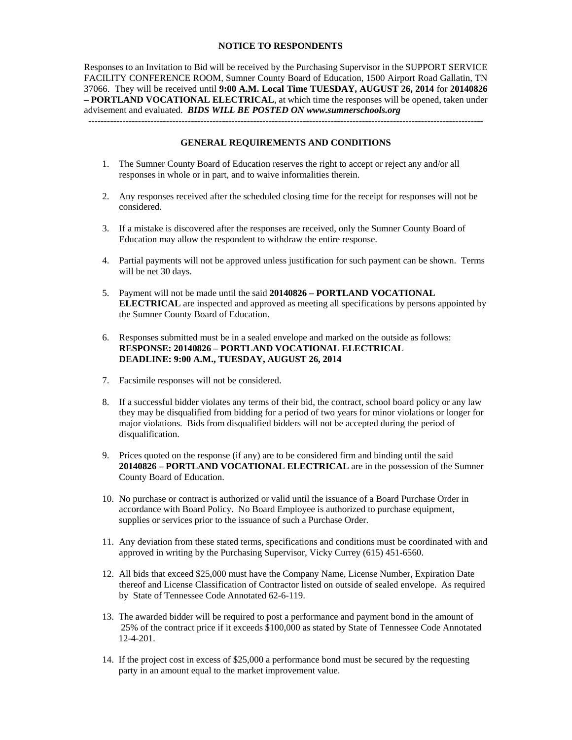## NOTICE TO RESPONDENTS

Responses to an Invitation to Bid will be received by the Purchasing Supervisor in the SUPPORT SERVICE FACILITY CONFERENCE ROOM, Sumner County Board of Education, 1500 Airport Road Gallatin, TN 37066. They will be received until **9:00 A.M. Local Time TUESDAY, AUGUST 26, 2014** for **20140826 – PORTLAND VOCATIONAL ELECTRICAL**, at which time the responses will be opened, taken under advisement and evaluated. ***BIDS WILL BE POSTED ON www.sumnerschools.org***

---

## GENERAL REQUIREMENTS AND CONDITIONS

1. The Sumner County Board of Education reserves the right to accept or reject any and/or all responses in whole or in part, and to waive informalities therein.

2. Any responses received after the scheduled closing time for the receipt for responses will not be considered.

3. If a mistake is discovered after the responses are received, only the Sumner County Board of Education may allow the respondent to withdraw the entire response.

4. Partial payments will not be approved unless justification for such payment can be shown. Terms will be net 30 days.

5. Payment will not be made until the said **20140826 – PORTLAND VOCATIONAL ELECTRICAL** are inspected and approved as meeting all specifications by persons appointed by the Sumner County Board of Education.

6. Responses submitted must be in a sealed envelope and marked on the outside as follows:
   **RESPONSE: 20140826 – PORTLAND VOCATIONAL ELECTRICAL**
   **DEADLINE: 9:00 A.M., TUESDAY, AUGUST 26, 2014**

7. Facsimile responses will not be considered.

8. If a successful bidder violates any terms of their bid, the contract, school board policy or any law they may be disqualified from bidding for a period of two years for minor violations or longer for major violations. Bids from disqualified bidders will not be accepted during the period of disqualification.

9. Prices quoted on the response (if any) are to be considered firm and binding until the said **20140826 – PORTLAND VOCATIONAL ELECTRICAL** are in the possession of the Sumner County Board of Education.

10. No purchase or contract is authorized or valid until the issuance of a Board Purchase Order in accordance with Board Policy. No Board Employee is authorized to purchase equipment, supplies or services prior to the issuance of such a Purchase Order.

11. Any deviation from these stated terms, specifications and conditions must be coordinated with and approved in writing by the Purchasing Supervisor, Vicky Currey (615) 451-6560.

12. All bids that exceed $25,000 must have the Company Name, License Number, Expiration Date thereof and License Classification of Contractor listed on outside of sealed envelope. As required by State of Tennessee Code Annotated 62-6-119.

13. The awarded bidder will be required to post a performance and payment bond in the amount of 25% of the contract price if it exceeds $100,000 as stated by State of Tennessee Code Annotated 12-4-201.

14. If the project cost in excess of $25,000 a performance bond must be secured by the requesting party in an amount equal to the market improvement value.